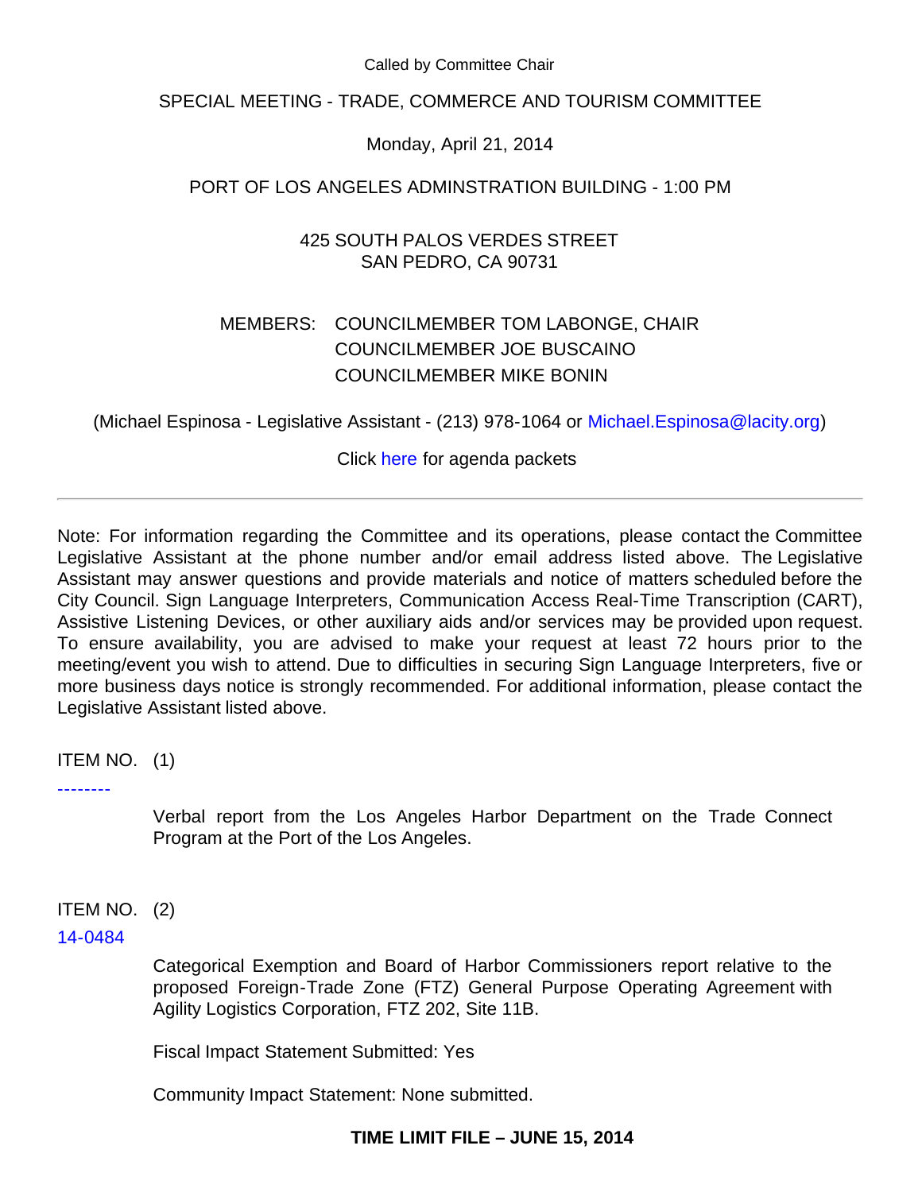Called by Committee Chair

## SPECIAL MEETING - TRADE, COMMERCE AND TOURISM COMMITTEE

Monday, April 21, 2014

PORT OF LOS ANGELES ADMINSTRATION BUILDING - 1:00 PM

425 SOUTH PALOS VERDES STREET
SAN PEDRO, CA 90731

MEMBERS: COUNCILMEMBER TOM LABONGE, CHAIR
COUNCILMEMBER JOE BUSCAINO
COUNCILMEMBER MIKE BONIN

(Michael Espinosa - Legislative Assistant - (213) 978-1064 or Michael.Espinosa@lacity.org)

Click here for agenda packets

---

Note: For information regarding the Committee and its operations, please contact the Committee Legislative Assistant at the phone number and/or email address listed above. The Legislative Assistant may answer questions and provide materials and notice of matters scheduled before the City Council. Sign Language Interpreters, Communication Access Real-Time Transcription (CART), Assistive Listening Devices, or other auxiliary aids and/or services may be provided upon request. To ensure availability, you are advised to make your request at least 72 hours prior to the meeting/event you wish to attend. Due to difficulties in securing Sign Language Interpreters, five or more business days notice is strongly recommended. For additional information, please contact the Legislative Assistant listed above.

ITEM NO. (1)

--------

Verbal report from the Los Angeles Harbor Department on the Trade Connect Program at the Port of the Los Angeles.

ITEM NO. (2)

14-0484

Categorical Exemption and Board of Harbor Commissioners report relative to the proposed Foreign-Trade Zone (FTZ) General Purpose Operating Agreement with Agility Logistics Corporation, FTZ 202, Site 11B.

Fiscal Impact Statement Submitted: Yes

Community Impact Statement: None submitted.

**TIME LIMIT FILE – JUNE 15, 2014**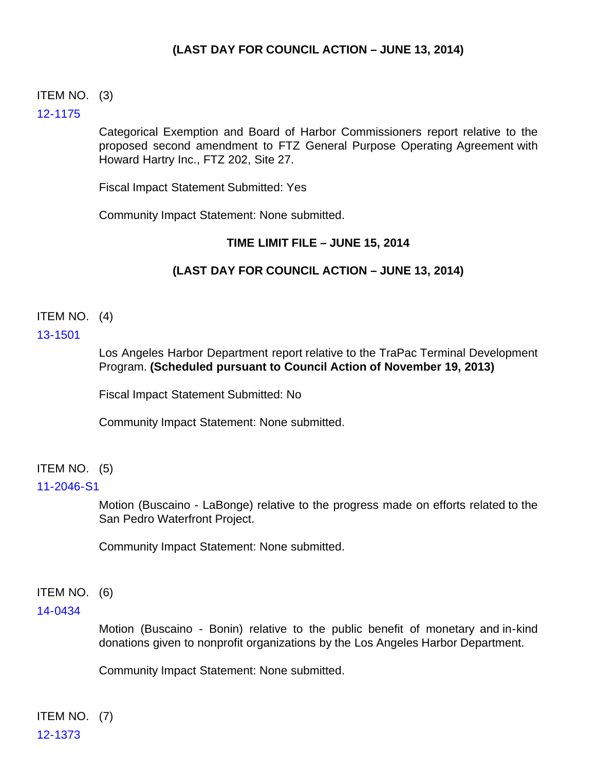**(LAST DAY FOR COUNCIL ACTION – JUNE 13, 2014)**

ITEM NO. (3)

12-1175

Categorical Exemption and Board of Harbor Commissioners report relative to the proposed second amendment to FTZ General Purpose Operating Agreement with Howard Hartry Inc., FTZ 202, Site 27.

Fiscal Impact Statement Submitted: Yes

Community Impact Statement: None submitted.

**TIME LIMIT FILE – JUNE 15, 2014**

**(LAST DAY FOR COUNCIL ACTION – JUNE 13, 2014)**

ITEM NO. (4)

13-1501

Los Angeles Harbor Department report relative to the TraPac Terminal Development Program. **(Scheduled pursuant to Council Action of November 19, 2013)**

Fiscal Impact Statement Submitted: No

Community Impact Statement: None submitted.

ITEM NO. (5)

11-2046-S1

Motion (Buscaino - LaBonge) relative to the progress made on efforts related to the San Pedro Waterfront Project.

Community Impact Statement: None submitted.

ITEM NO. (6)

14-0434

Motion (Buscaino - Bonin) relative to the public benefit of monetary and in-kind donations given to nonprofit organizations by the Los Angeles Harbor Department.

Community Impact Statement: None submitted.

ITEM NO. (7)

12-1373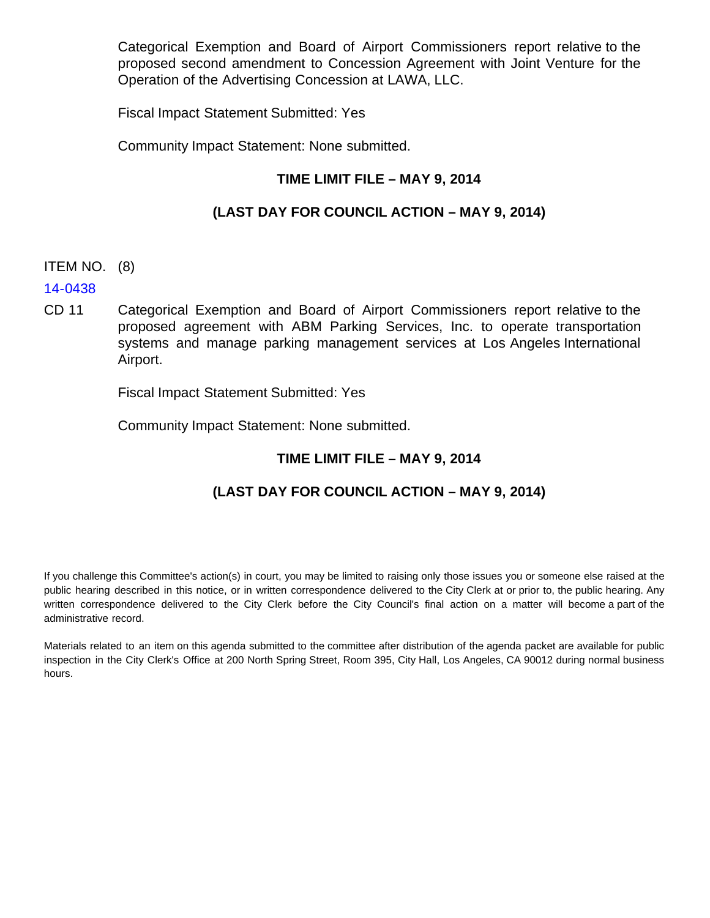Categorical Exemption and Board of Airport Commissioners report relative to the proposed second amendment to Concession Agreement with Joint Venture for the Operation of the Advertising Concession at LAWA, LLC.

Fiscal Impact Statement Submitted: Yes

Community Impact Statement: None submitted.

**TIME LIMIT FILE – MAY 9, 2014**

**(LAST DAY FOR COUNCIL ACTION – MAY 9, 2014)**

ITEM NO. (8)

14-0438

CD 11 Categorical Exemption and Board of Airport Commissioners report relative to the proposed agreement with ABM Parking Services, Inc. to operate transportation systems and manage parking management services at Los Angeles International Airport.

Fiscal Impact Statement Submitted: Yes

Community Impact Statement: None submitted.

**TIME LIMIT FILE – MAY 9, 2014**

**(LAST DAY FOR COUNCIL ACTION – MAY 9, 2014)**

If you challenge this Committee's action(s) in court, you may be limited to raising only those issues you or someone else raised at the public hearing described in this notice, or in written correspondence delivered to the City Clerk at or prior to, the public hearing. Any written correspondence delivered to the City Clerk before the City Council's final action on a matter will become a part of the administrative record.

Materials related to an item on this agenda submitted to the committee after distribution of the agenda packet are available for public inspection in the City Clerk's Office at 200 North Spring Street, Room 395, City Hall, Los Angeles, CA 90012 during normal business hours.